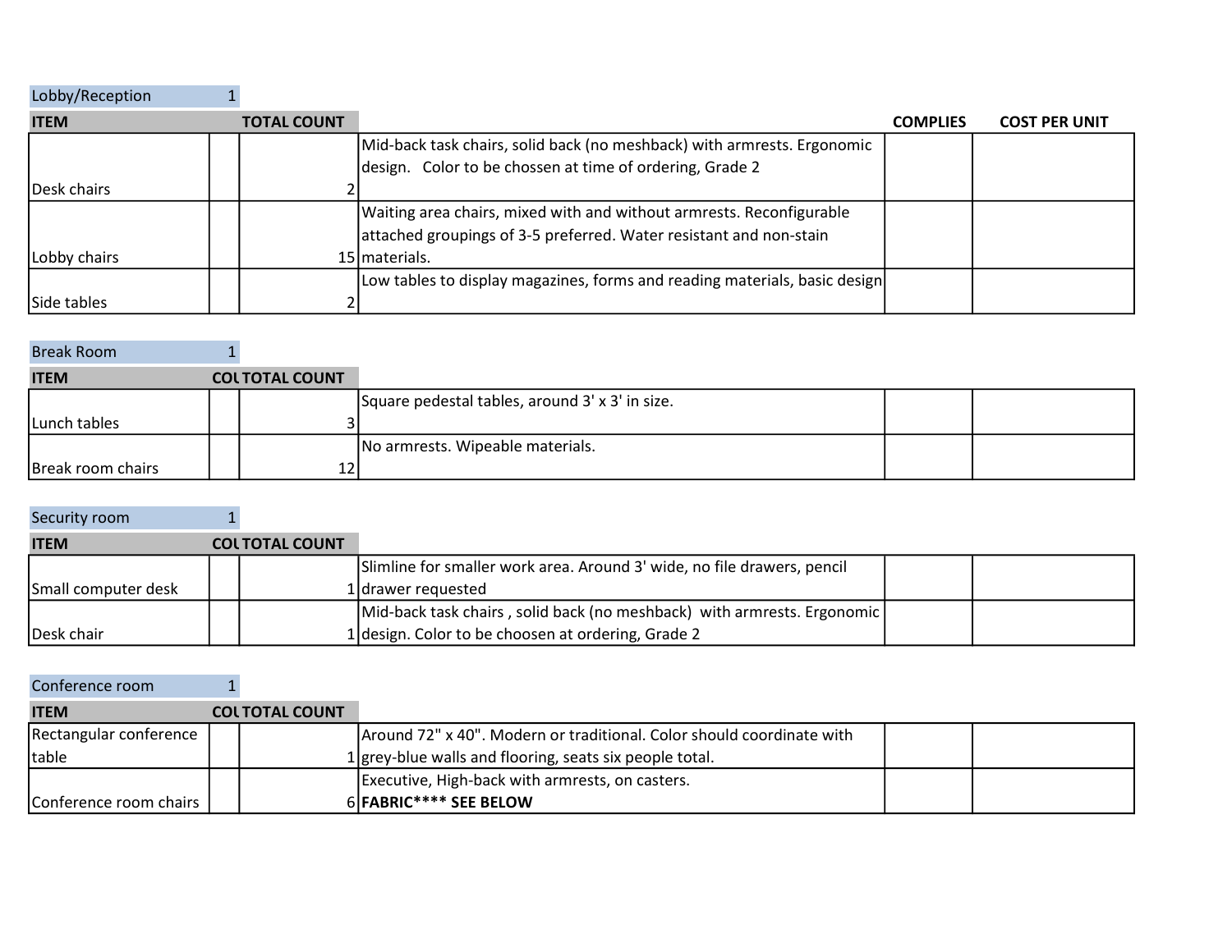| Lobby/Reception | 1 | | | | |
|---|---|---|---|---|---|
| **ITEM** | | **TOTAL COUNT** | | **COMPLIES** | **COST PER UNIT** |
| Desk chairs | | 2 | Mid-back task chairs, solid back (no meshback) with armrests. Ergonomic design. Color to be chossen at time of ordering, Grade 2 | | |
| Lobby chairs | | 15 | Waiting area chairs, mixed with and without armrests. Reconfigurable attached groupings of 3-5 preferred. Water resistant and non-stain materials. | | |
| Side tables | | 2 | Low tables to display magazines, forms and reading materials, basic design | | |

| Break Room | 1 | | | | |
|---|---|---|---|---|---|
| **ITEM** | **COL** | **TOTAL COUNT** | | | |
| Lunch tables | | 3 | Square pedestal tables, around 3' x 3' in size. | | |
| Break room chairs | | 12 | No armrests. Wipeable materials. | | |

| Security room | 1 | | | | |
|---|---|---|---|---|---|
| **ITEM** | **COL** | **TOTAL COUNT** | | | |
| Small computer desk | | 1 | Slimline for smaller work area. Around 3' wide, no file drawers, pencil drawer requested | | |
| Desk chair | | 1 | Mid-back task chairs , solid back (no meshback) with armrests. Ergonomic design. Color to be choosen at ordering, Grade 2 | | |

| Conference room | 1 | | | | |
|---|---|---|---|---|---|
| **ITEM** | **COL** | **TOTAL COUNT** | | | |
| Rectangular conference table | | 1 | Around 72" x 40". Modern or traditional. Color should coordinate with grey-blue walls and flooring, seats six people total. | | |
| Conference room chairs | | 6 | Executive, High-back with armrests, on casters. **FABRIC**** SEE BELOW** | | |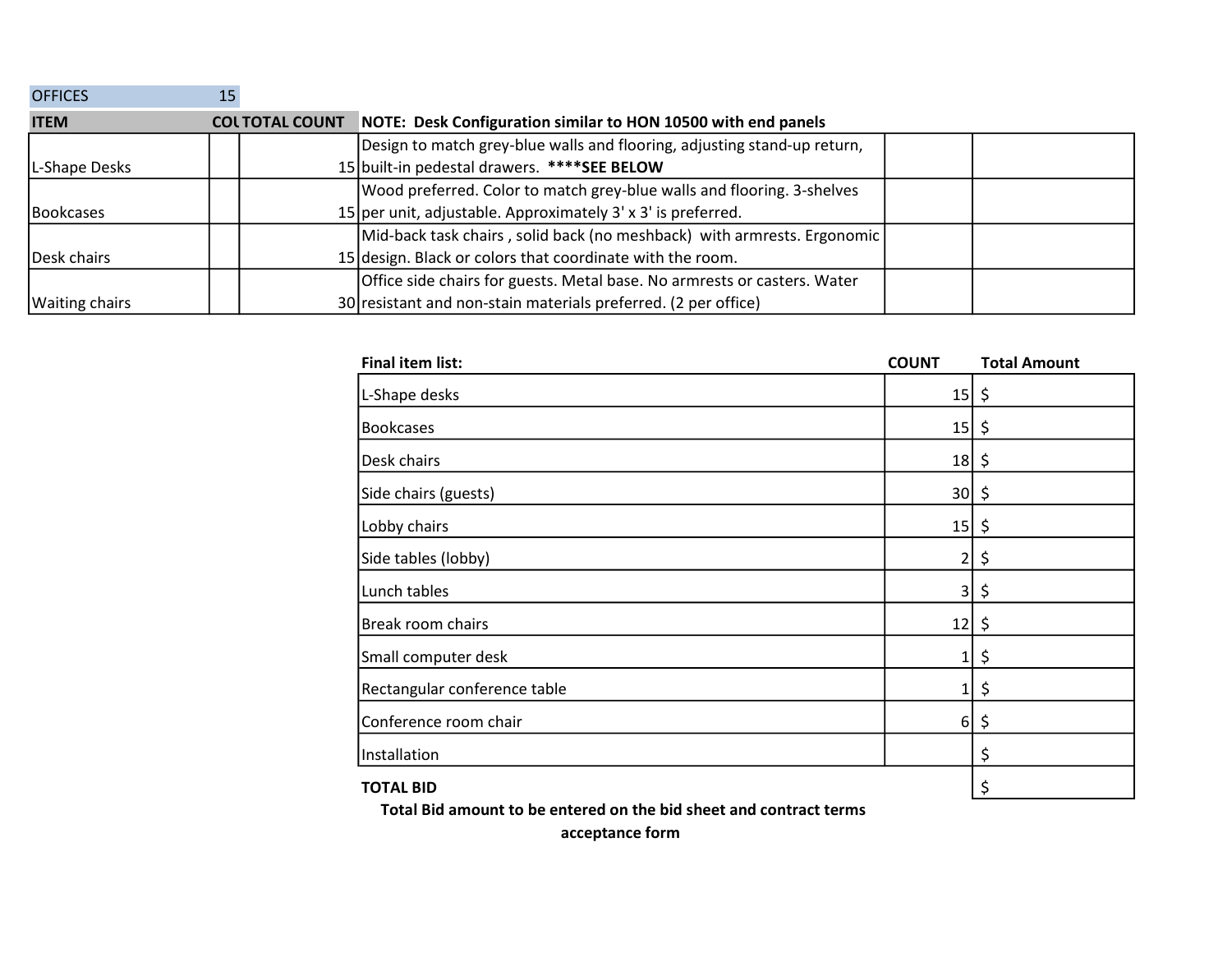| OFFICES | 15 | | | | |
|---|---|---|---|---|---|
| **ITEM** | **COU** | **TOTAL COUNT** | **NOTE: Desk Configuration similar to HON 10500 with end panels** | | |
| L-Shape Desks | | 15 | Design to match grey-blue walls and flooring, adjusting stand-up return, built-in pedestal drawers. **\*\*\*\*SEE BELOW** | | |
| Bookcases | | 15 | Wood preferred. Color to match grey-blue walls and flooring. 3-shelves per unit, adjustable. Approximately 3' x 3' is preferred. | | |
| Desk chairs | | 15 | Mid-back task chairs , solid back (no meshback) with armrests. Ergonomic design. Black or colors that coordinate with the room. | | |
| Waiting chairs | | 30 | Office side chairs for guests. Metal base. No armrests or casters. Water resistant and non-stain materials preferred. (2 per office) | | |

| **Final item list:** | **COUNT** | **Total Amount** |
|---|---|---|
| L-Shape desks | 15 | $ |
| Bookcases | 15 | $ |
| Desk chairs | 18 | $ |
| Side chairs (guests) | 30 | $ |
| Lobby chairs | 15 | $ |
| Side tables (lobby) | 2 | $ |
| Lunch tables | 3 | $ |
| Break room chairs | 12 | $ |
| Small computer desk | 1 | $ |
| Rectangular conference table | 1 | $ |
| Conference room chair | 6 | $ |
| Installation | | $ |
| **TOTAL BID** | | $ |

**Total Bid amount to be entered on the bid sheet and contract terms acceptance form**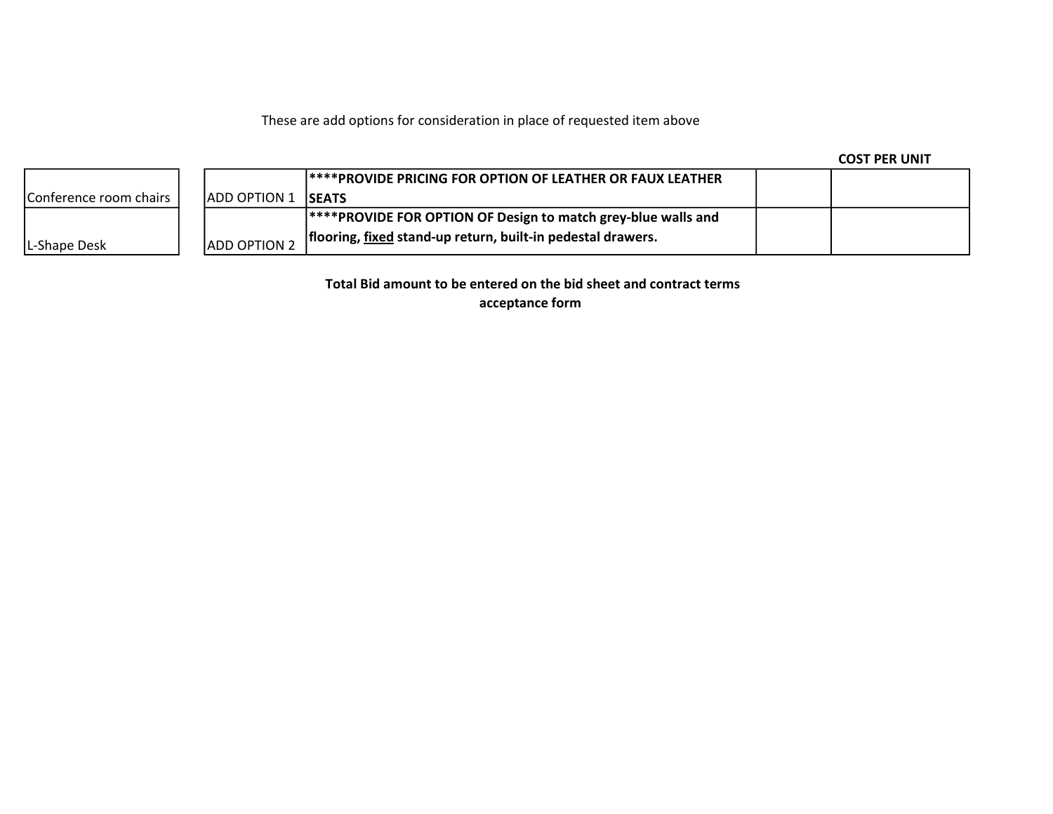These are add options for consideration in place of requested item above

| | | | | COST PER UNIT |
|---|---|---|---|---|
| Conference room chairs | ADD OPTION 1 | **\*\*\*\*PROVIDE PRICING FOR OPTION OF LEATHER OR FAUX LEATHER SEATS** | | |
| L-Shape Desk | ADD OPTION 2 | **\*\*\*\*PROVIDE FOR OPTION OF Design to match grey-blue walls and flooring, <u>fixed</u> stand-up return, built-in pedestal drawers.** | | |

**Total Bid amount to be entered on the bid sheet and contract terms acceptance form**